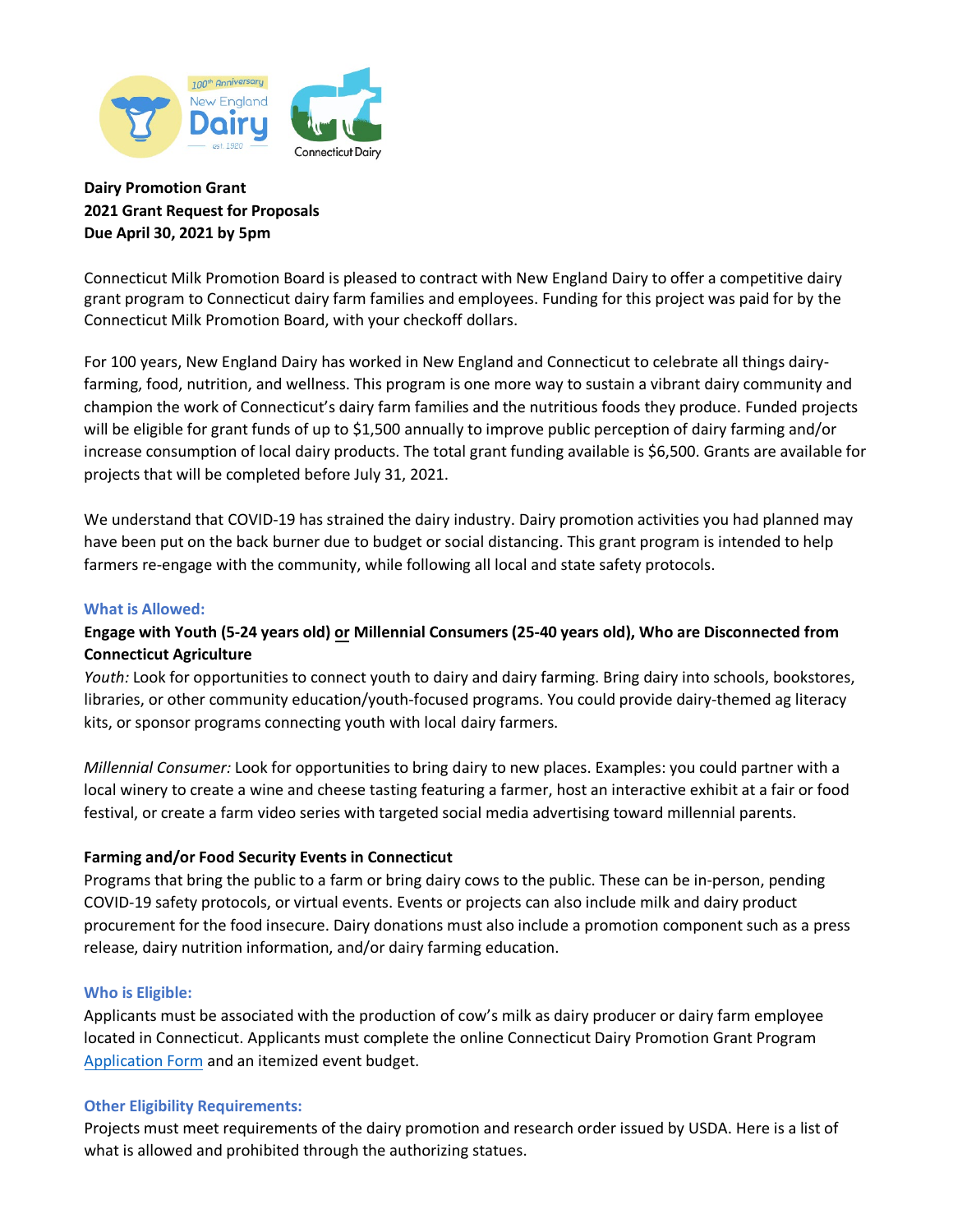**Dairy Promotion Grant**
**2021 Grant Request for Proposals**
**Due April 30, 2021 by 5pm**

Connecticut Milk Promotion Board is pleased to contract with New England Dairy to offer a competitive dairy grant program to Connecticut dairy farm families and employees. Funding for this project was paid for by the Connecticut Milk Promotion Board, with your checkoff dollars.

For 100 years, New England Dairy has worked in New England and Connecticut to celebrate all things dairy-farming, food, nutrition, and wellness. This program is one more way to sustain a vibrant dairy community and champion the work of Connecticut's dairy farm families and the nutritious foods they produce. Funded projects will be eligible for grant funds of up to $1,500 annually to improve public perception of dairy farming and/or increase consumption of local dairy products. The total grant funding available is $6,500. Grants are available for projects that will be completed before July 31, 2021.

We understand that COVID-19 has strained the dairy industry. Dairy promotion activities you had planned may have been put on the back burner due to budget or social distancing. This grant program is intended to help farmers re-engage with the community, while following all local and state safety protocols.

## What is Allowed:

**Engage with Youth (5-24 years old) or Millennial Consumers (25-40 years old), Who are Disconnected from Connecticut Agriculture**

*Youth:* Look for opportunities to connect youth to dairy and dairy farming. Bring dairy into schools, bookstores, libraries, or other community education/youth-focused programs. You could provide dairy-themed ag literacy kits, or sponsor programs connecting youth with local dairy farmers.

*Millennial Consumer:* Look for opportunities to bring dairy to new places. Examples: you could partner with a local winery to create a wine and cheese tasting featuring a farmer, host an interactive exhibit at a fair or food festival, or create a farm video series with targeted social media advertising toward millennial parents.

**Farming and/or Food Security Events in Connecticut**

Programs that bring the public to a farm or bring dairy cows to the public. These can be in-person, pending COVID-19 safety protocols, or virtual events. Events or projects can also include milk and dairy product procurement for the food insecure. Dairy donations must also include a promotion component such as a press release, dairy nutrition information, and/or dairy farming education.

## Who is Eligible:

Applicants must be associated with the production of cow's milk as dairy producer or dairy farm employee located in Connecticut. Applicants must complete the online Connecticut Dairy Promotion Grant Program Application Form and an itemized event budget.

## Other Eligibility Requirements:

Projects must meet requirements of the dairy promotion and research order issued by USDA. Here is a list of what is allowed and prohibited through the authorizing statues.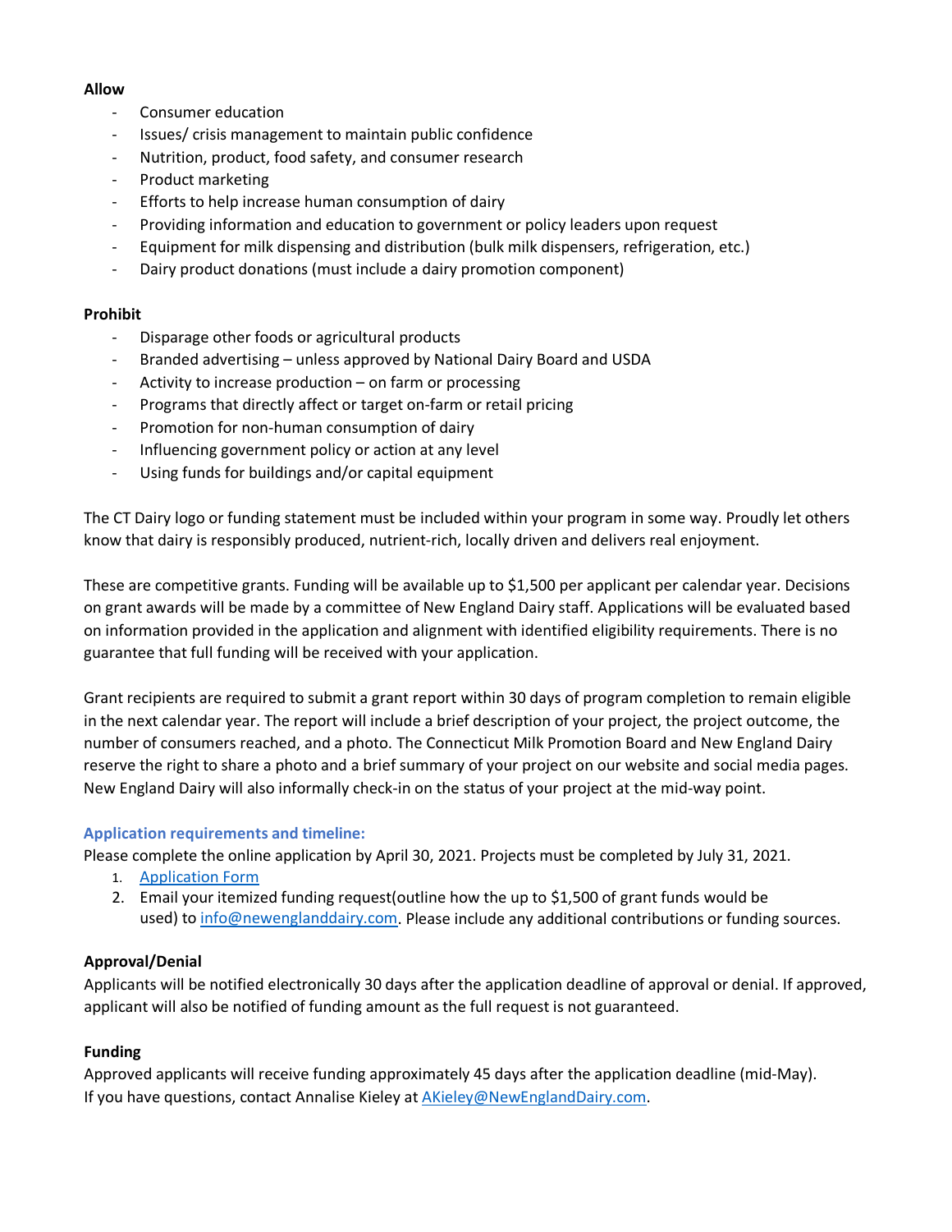**Allow**

- Consumer education
- Issues/ crisis management to maintain public confidence
- Nutrition, product, food safety, and consumer research
- Product marketing
- Efforts to help increase human consumption of dairy
- Providing information and education to government or policy leaders upon request
- Equipment for milk dispensing and distribution (bulk milk dispensers, refrigeration, etc.)
- Dairy product donations (must include a dairy promotion component)

**Prohibit**

- Disparage other foods or agricultural products
- Branded advertising – unless approved by National Dairy Board and USDA
- Activity to increase production – on farm or processing
- Programs that directly affect or target on-farm or retail pricing
- Promotion for non-human consumption of dairy
- Influencing government policy or action at any level
- Using funds for buildings and/or capital equipment

The CT Dairy logo or funding statement must be included within your program in some way. Proudly let others know that dairy is responsibly produced, nutrient-rich, locally driven and delivers real enjoyment.

These are competitive grants. Funding will be available up to $1,500 per applicant per calendar year. Decisions on grant awards will be made by a committee of New England Dairy staff. Applications will be evaluated based on information provided in the application and alignment with identified eligibility requirements. There is no guarantee that full funding will be received with your application.

Grant recipients are required to submit a grant report within 30 days of program completion to remain eligible in the next calendar year. The report will include a brief description of your project, the project outcome, the number of consumers reached, and a photo. The Connecticut Milk Promotion Board and New England Dairy reserve the right to share a photo and a brief summary of your project on our website and social media pages. New England Dairy will also informally check-in on the status of your project at the mid-way point.

### Application requirements and timeline:

Please complete the online application by April 30, 2021. Projects must be completed by July 31, 2021.

1. Application Form
2. Email your itemized funding request(outline how the up to $1,500 of grant funds would be used) to info@newenglanddairy.com. Please include any additional contributions or funding sources.

**Approval/Denial**

Applicants will be notified electronically 30 days after the application deadline of approval or denial. If approved, applicant will also be notified of funding amount as the full request is not guaranteed.

**Funding**

Approved applicants will receive funding approximately 45 days after the application deadline (mid-May).
If you have questions, contact Annalise Kieley at AKieley@NewEnglandDairy.com.